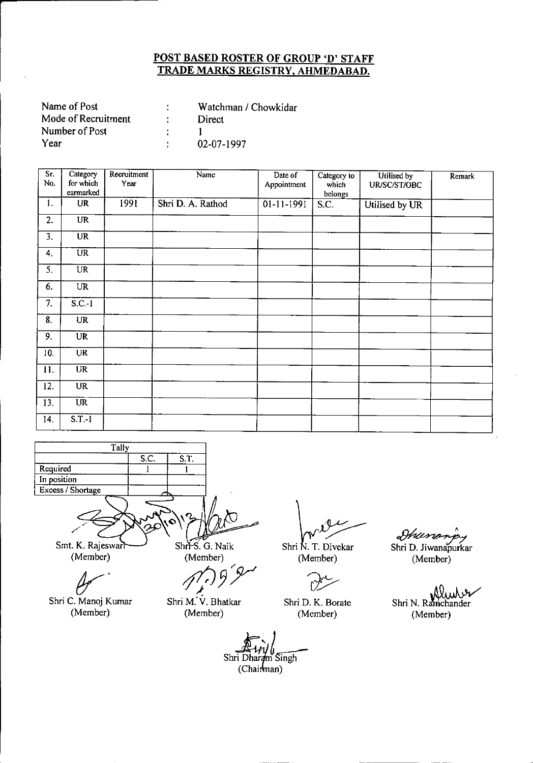# POST BASED ROSTER OF GROUP 'D' STAFF
# TRADE MARKS REGISTRY, AHMEDABAD.

Name of Post : Watchman / Chowkidar
Mode of Recruitment : Direct
Number of Post : 1
Year : 02-07-1997

| Sr. No. | Category for which earmarked | Recruitment Year | Name | Date of Appointment | Category to which belongs | Utilised by UR/SC/ST/OBC | Remark |
|---|---|---|---|---|---|---|---|
| 1. | UR | 1991 | Shri D. A. Rathod | 01-11-1991 | S.C. | Utilised by UR | |
| 2. | UR | | | | | | |
| 3. | UR | | | | | | |
| 4. | UR | | | | | | |
| 5. | UR | | | | | | |
| 6. | UR | | | | | | |
| 7. | S.C.-1 | | | | | | |
| 8. | UR | | | | | | |
| 9. | UR | | | | | | |
| 10. | UR | | | | | | |
| 11. | UR | | | | | | |
| 12. | UR | | | | | | |
| 13. | UR | | | | | | |
| 14. | S.T.-1 | | | | | | |

| Tally | S.C. | S.T. |
|---|---|---|
| Required | 1 | 1 |
| In position | | |
| Excess / Shortage | | |

Smt. K. Rajeswari (Member) — Shri S. G. Naik (Member) — Shri N. T. Divekar (Member) — Shri D. Jiwanapurkar (Member)

Shri C. Manoj Kumar (Member) — Shri M. V. Bhatkar (Member) — Shri D. K. Borate (Member) — Shri N. Ramchander (Member)

Shri Dharam Singh (Chairman)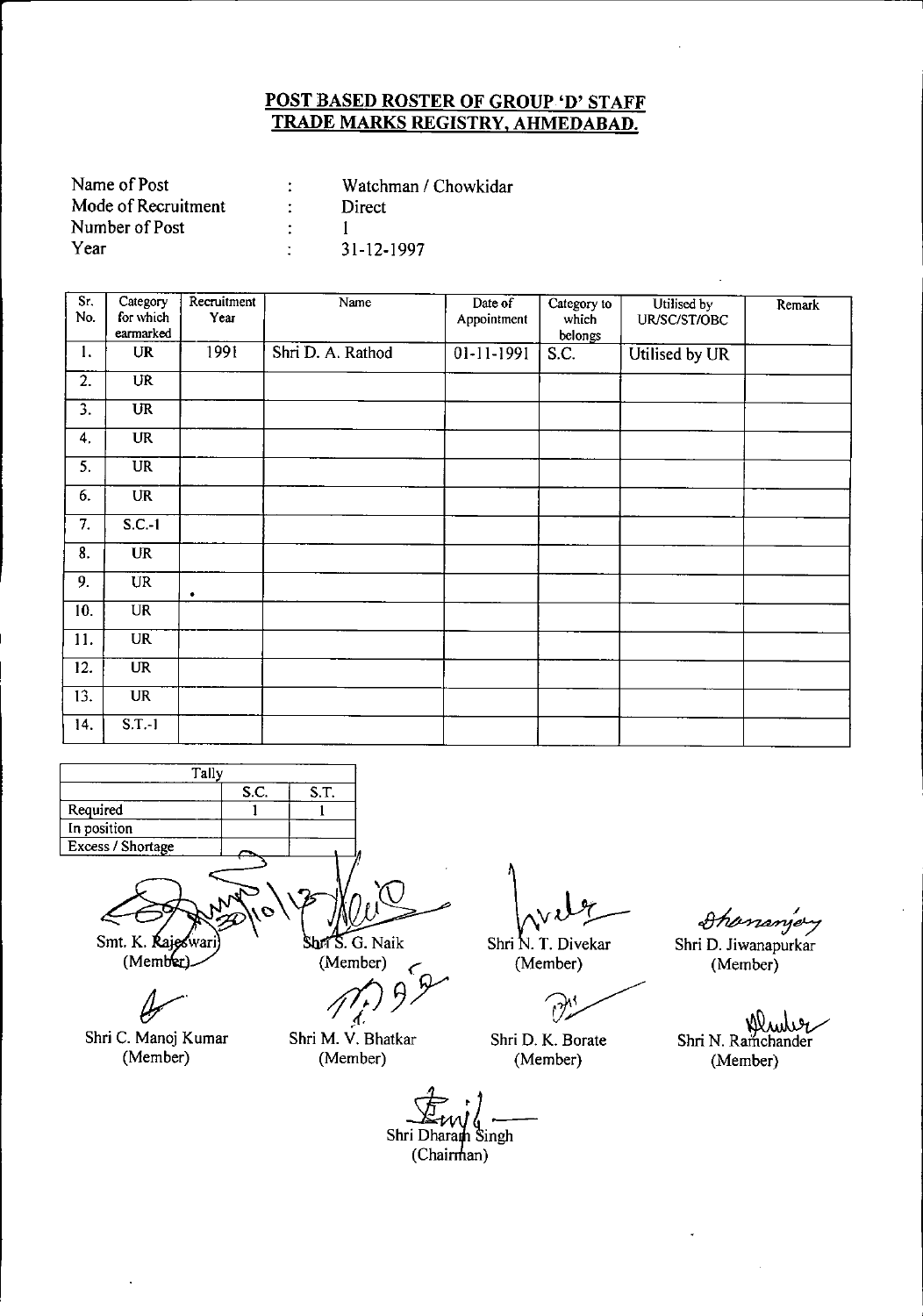## POST BASED ROSTER OF GROUP 'D' STAFF
## TRADE MARKS REGISTRY, AHMEDABAD.

Name of Post : Watchman / Chowkidar
Mode of Recruitment : Direct
Number of Post : 1
Year : 31-12-1997

| Sr. No. | Category for which earmarked | Recruitment Year | Name | Date of Appointment | Category to which belongs | Utilised by UR/SC/ST/OBC | Remark |
|---|---|---|---|---|---|---|---|
| 1. | UR | 1991 | Shri D. A. Rathod | 01-11-1991 | S.C. | Utilised by UR | |
| 2. | UR | | | | | | |
| 3. | UR | | | | | | |
| 4. | UR | | | | | | |
| 5. | UR | | | | | | |
| 6. | UR | | | | | | |
| 7. | S.C.-1 | | | | | | |
| 8. | UR | | | | | | |
| 9. | UR | | | | | | |
| 10. | UR | | | | | | |
| 11. | UR | | | | | | |
| 12. | UR | | | | | | |
| 13. | UR | | | | | | |
| 14. | S.T.-1 | | | | | | |

| Tally | S.C. | S.T. |
|---|---|---|
| Required | 1 | 1 |
| In position | | |
| Excess / Shortage | | |

Smt. K. Rajeswari (Member)
Shri S. G. Naik (Member)
Shri N. T. Divekar (Member)
Shri D. Jiwanapurkar (Member)

Shri C. Manoj Kumar (Member)
Shri M. V. Bhatkar (Member)
Shri D. K. Borate (Member)
Shri N. Ramchander (Member)

Shri Dharam Singh (Chairman)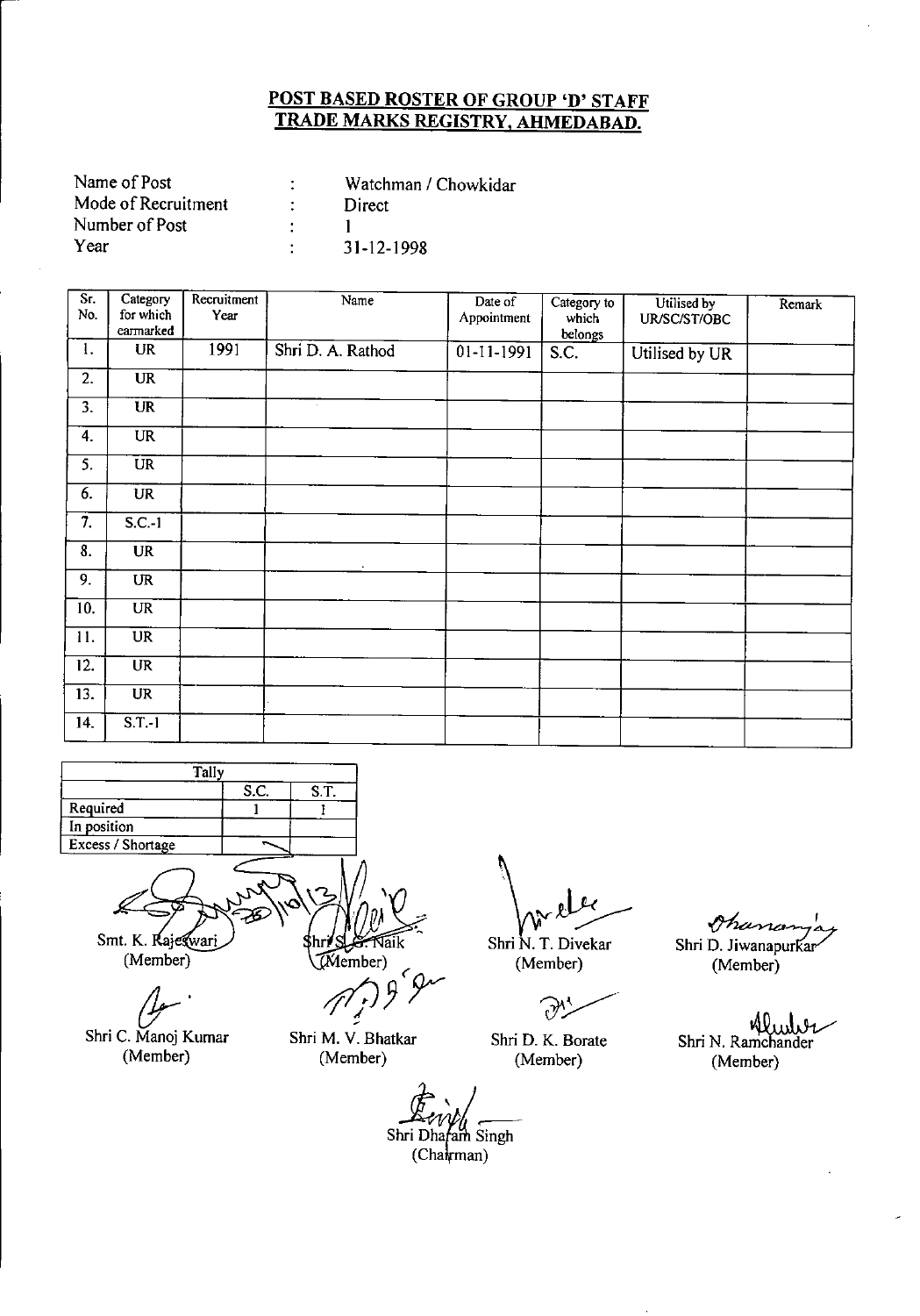## POST BASED ROSTER OF GROUP 'D' STAFF
## TRADE MARKS REGISTRY, AHMEDABAD.

| | | |
|---|---|---|
| Name of Post | : | Watchman / Chowkidar |
| Mode of Recruitment | : | Direct |
| Number of Post | : | 1 |
| Year | : | 31-12-1998 |

| Sr. No. | Category for which earmarked | Recruitment Year | Name | Date of Appointment | Category to which belongs | Utilised by UR/SC/ST/OBC | Remark |
|---|---|---|---|---|---|---|---|
| 1. | UR | 1991 | Shri D. A. Rathod | 01-11-1991 | S.C. | Utilised by UR | |
| 2. | UR | | | | | | |
| 3. | UR | | | | | | |
| 4. | UR | | | | | | |
| 5. | UR | | | | | | |
| 6. | UR | | | | | | |
| 7. | S.C.-1 | | | | | | |
| 8. | UR | | | | | | |
| 9. | UR | | | | | | |
| 10. | UR | | | | | | |
| 11. | UR | | | | | | |
| 12. | UR | | | | | | |
| 13. | UR | | | | | | |
| 14. | S.T.-1 | | | | | | |

| Tally | S.C. | S.T. |
|---|---|---|
| Required | 1 | 1 |
| In position | | |
| Excess / Shortage | | |

Smt. K. Rajeswari (Member)

Shri S. G. Naik (Member)

Shri N. T. Divekar (Member)

Shri D. Jiwanapurkar (Member)

Shri C. Manoj Kumar (Member)

Shri M. V. Bhatkar (Member)

Shri D. K. Borate (Member)

Shri N. Ramchander (Member)

Shri Dharam Singh (Chairman)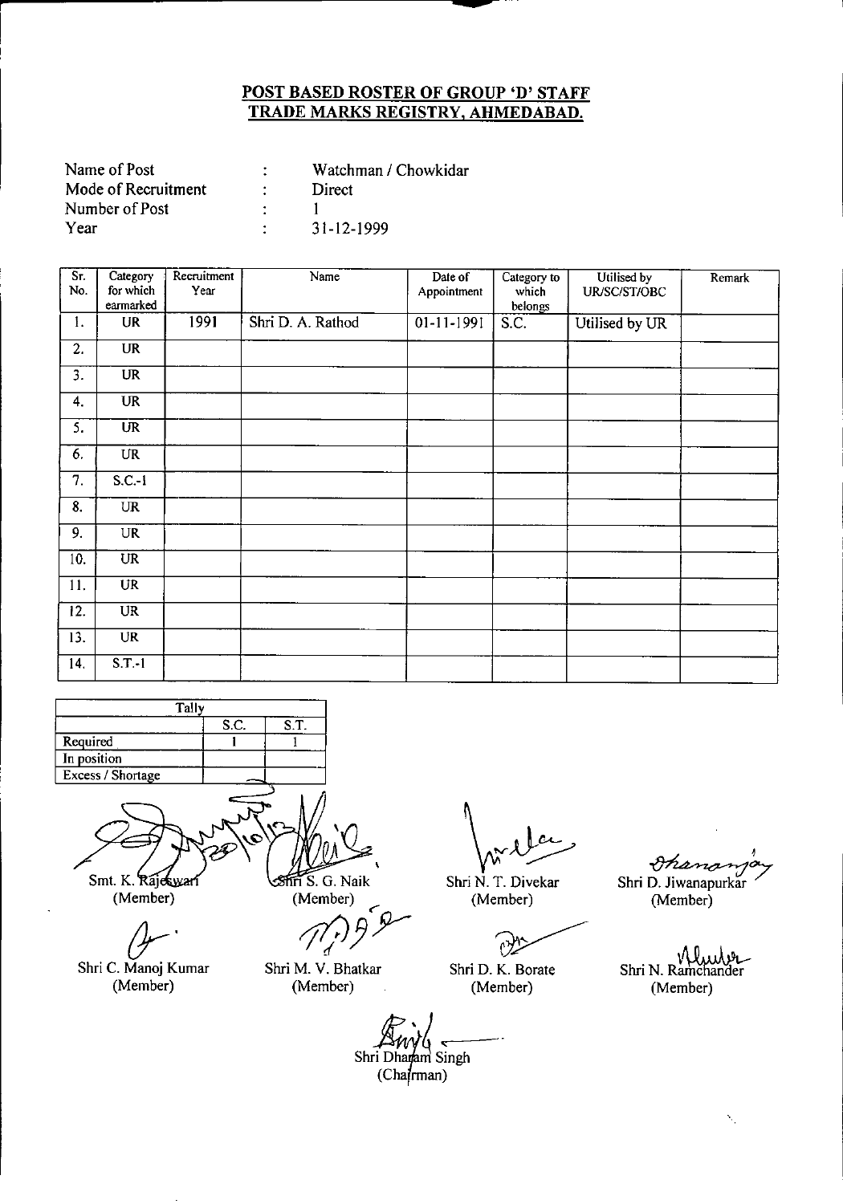## POST BASED ROSTER OF GROUP 'D' STAFF
## TRADE MARKS REGISTRY, AHMEDABAD.

Name of Post : Watchman / Chowkidar
Mode of Recruitment : Direct
Number of Post : 1
Year : 31-12-1999

| Sr. No. | Category for which earmarked | Recruitment Year | Name | Date of Appointment | Category to which belongs | Utilised by UR/SC/ST/OBC | Remark |
|---|---|---|---|---|---|---|---|
| 1. | UR | 1991 | Shri D. A. Rathod | 01-11-1991 | S.C. | Utilised by UR | |
| 2. | UR | | | | | | |
| 3. | UR | | | | | | |
| 4. | UR | | | | | | |
| 5. | UR | | | | | | |
| 6. | UR | | | | | | |
| 7. | S.C.-1 | | | | | | |
| 8. | UR | | | | | | |
| 9. | UR | | | | | | |
| 10. | UR | | | | | | |
| 11. | UR | | | | | | |
| 12. | UR | | | | | | |
| 13. | UR | | | | | | |
| 14. | S.T.-1 | | | | | | |

| Tally | S.C. | S.T. |
|---|---|---|
| Required | 1 | 1 |
| In position | | |
| Excess / Shortage | | |

Smt. K. Rajeswari (Member)

Shri S. G. Naik (Member)

Shri N. T. Divekar (Member)

Shri D. Jiwanapurkar (Member)

Shri C. Manoj Kumar (Member)

Shri M. V. Bhatkar (Member)

Shri D. K. Borate (Member)

Shri N. Ramchander (Member)

Shri Dharam Singh (Chairman)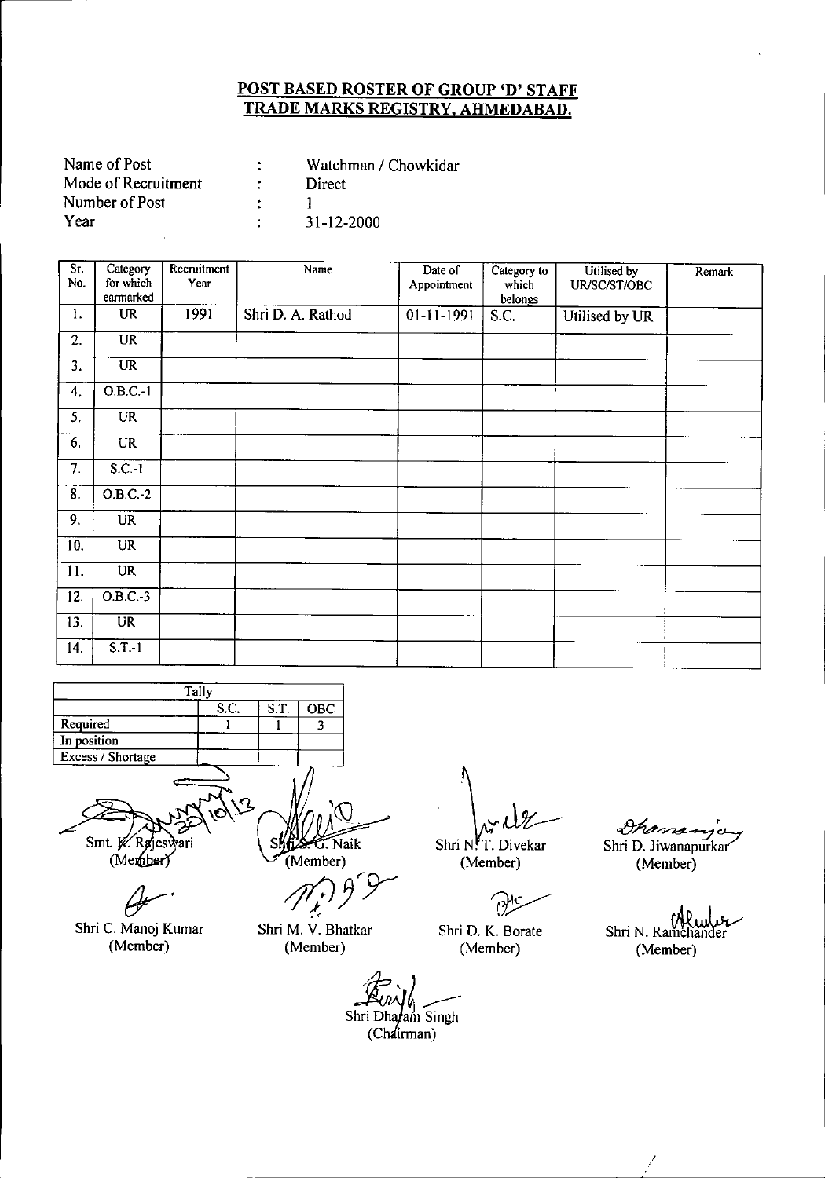## POST BASED ROSTER OF GROUP 'D' STAFF
## TRADE MARKS REGISTRY, AHMEDABAD.

| | | |
|---|---|---|
| Name of Post | : | Watchman / Chowkidar |
| Mode of Recruitment | : | Direct |
| Number of Post | : | 1 |
| Year | : | 31-12-2000 |

| Sr. No. | Category for which earmarked | Recruitment Year | Name | Date of Appointment | Category to which belongs | Utilised by UR/SC/ST/OBC | Remark |
|---|---|---|---|---|---|---|---|
| 1. | UR | 1991 | Shri D. A. Rathod | 01-11-1991 | S.C. | Utilised by UR | |
| 2. | UR | | | | | | |
| 3. | UR | | | | | | |
| 4. | O.B.C.-1 | | | | | | |
| 5. | UR | | | | | | |
| 6. | UR | | | | | | |
| 7. | S.C.-1 | | | | | | |
| 8. | O.B.C.-2 | | | | | | |
| 9. | UR | | | | | | |
| 10. | UR | | | | | | |
| 11. | UR | | | | | | |
| 12. | O.B.C.-3 | | | | | | |
| 13. | UR | | | | | | |
| 14. | S.T.-1 | | | | | | |

| Tally | S.C. | S.T. | OBC |
|---|---|---|---|
| Required | 1 | 1 | 3 |
| In position | | | |
| Excess / Shortage | | | |

Smt. K. Rajeswari (Member)

Shri S. G. Naik (Member)

Shri N. T. Divekar (Member)

Shri D. Jiwanapurkar (Member)

Shri C. Manoj Kumar (Member)

Shri M. V. Bhatkar (Member)

Shri D. K. Borate (Member)

Shri N. Ramchander (Member)

Shri Dharam Singh (Chairman)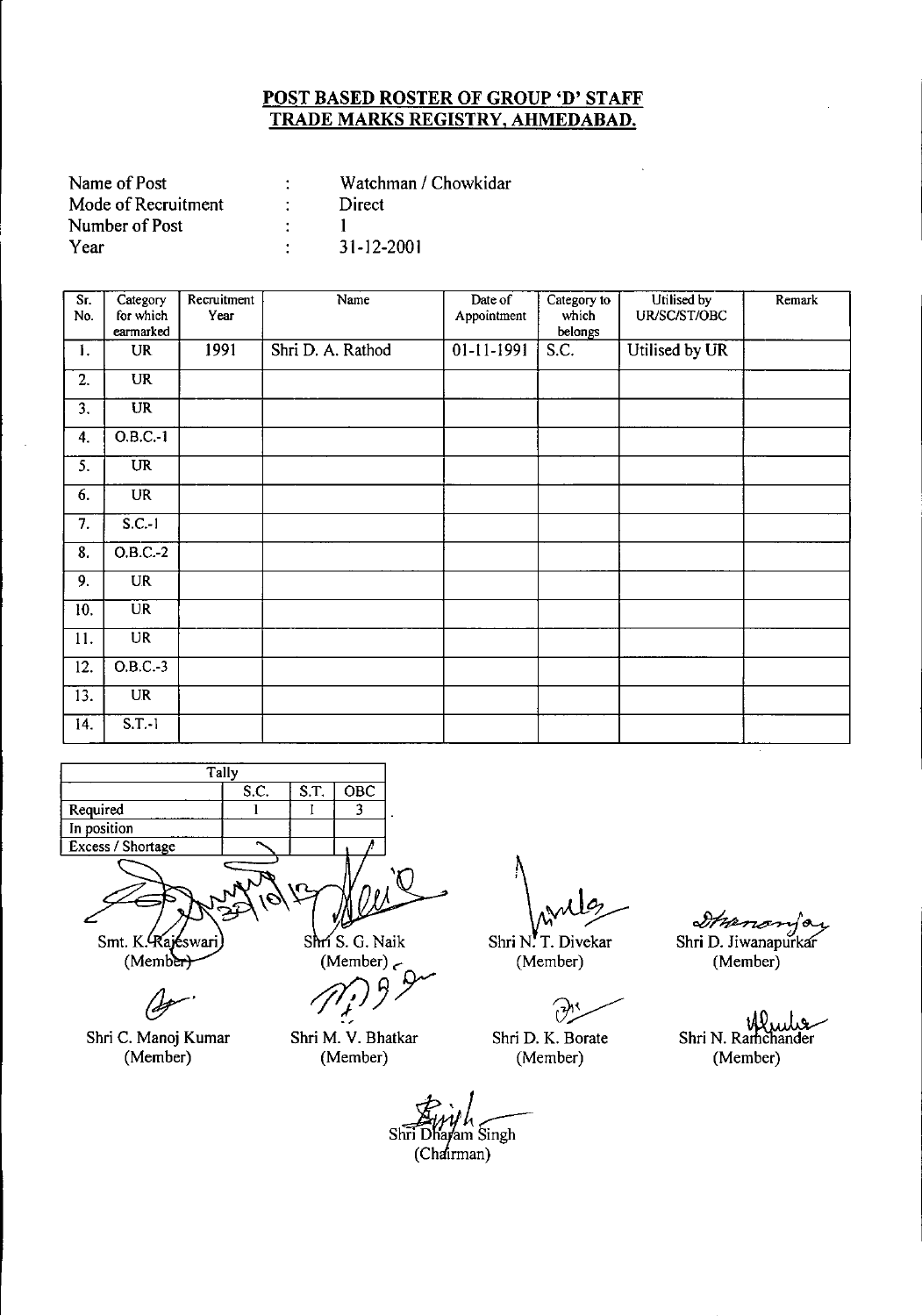**POST BASED ROSTER OF GROUP 'D' STAFF**
**TRADE MARKS REGISTRY, AHMEDABAD.**

| | | |
|---|---|---|
| Name of Post | : | Watchman / Chowkidar |
| Mode of Recruitment | : | Direct |
| Number of Post | : | 1 |
| Year | : | 31-12-2001 |

| Sr. No. | Category for which earmarked | Recruitment Year | Name | Date of Appointment | Category to which belongs | Utilised by UR/SC/ST/OBC | Remark |
|---|---|---|---|---|---|---|---|
| 1. | UR | 1991 | Shri D. A. Rathod | 01-11-1991 | S.C. | Utilised by UR | |
| 2. | UR | | | | | | |
| 3. | UR | | | | | | |
| 4. | O.B.C.-1 | | | | | | |
| 5. | UR | | | | | | |
| 6. | UR | | | | | | |
| 7. | S.C.-1 | | | | | | |
| 8. | O.B.C.-2 | | | | | | |
| 9. | UR | | | | | | |
| 10. | UR | | | | | | |
| 11. | UR | | | | | | |
| 12. | O.B.C.-3 | | | | | | |
| 13. | UR | | | | | | |
| 14. | S.T.-1 | | | | | | |

| Tally | S.C. | S.T. | OBC |
|---|---|---|---|
| Required | 1 | 1 | 3 |
| In position | | | |
| Excess / Shortage | | | |

Smt. K. Rajeswari (Member)

Shri S. G. Naik (Member)

Shri N. T. Divekar (Member)

Shri D. Jiwanapurkar (Member)

Shri C. Manoj Kumar (Member)

Shri M. V. Bhatkar (Member)

Shri D. K. Borate (Member)

Shri N. Ramchander (Member)

Shri Dharam Singh (Chairman)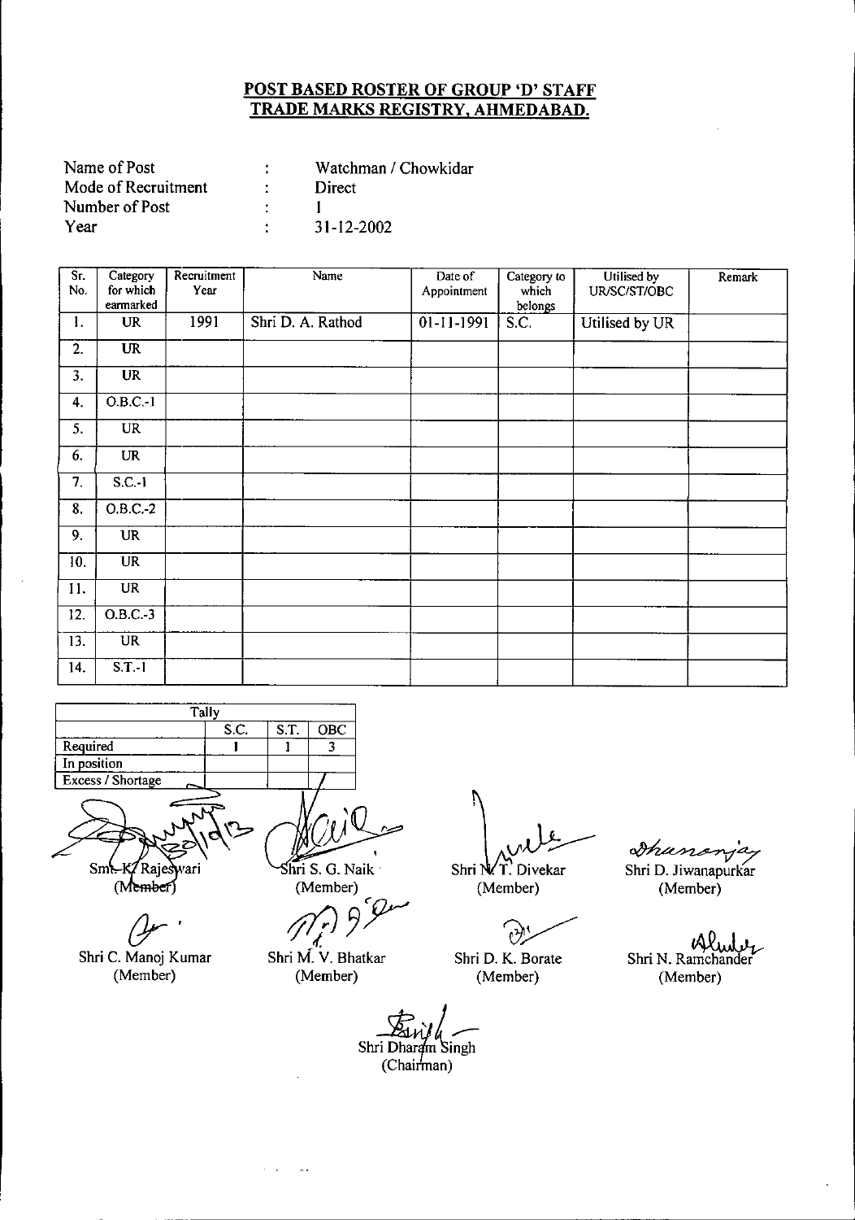## POST BASED ROSTER OF GROUP 'D' STAFF
## TRADE MARKS REGISTRY, AHMEDABAD.

| | | |
|---|---|---|
| Name of Post | : | Watchman / Chowkidar |
| Mode of Recruitment | : | Direct |
| Number of Post | : | 1 |
| Year | : | 31-12-2002 |

| Sr. No. | Category for which earmarked | Recruitment Year | Name | Date of Appointment | Category to which belongs | Utilised by UR/SC/ST/OBC | Remark |
|---|---|---|---|---|---|---|---|
| 1. | UR | 1991 | Shri D. A. Rathod | 01-11-1991 | S.C. | Utilised by UR | |
| 2. | UR | | | | | | |
| 3. | UR | | | | | | |
| 4. | O.B.C.-1 | | | | | | |
| 5. | UR | | | | | | |
| 6. | UR | | | | | | |
| 7. | S.C.-1 | | | | | | |
| 8. | O.B.C.-2 | | | | | | |
| 9. | UR | | | | | | |
| 10. | UR | | | | | | |
| 11. | UR | | | | | | |
| 12. | O.B.C.-3 | | | | | | |
| 13. | UR | | | | | | |
| 14. | S.T.-1 | | | | | | |

| Tally | | | |
|---|---|---|---|
| | S.C. | S.T. | OBC |
| Required | 1 | 1 | 3 |
| In position | | | |
| Excess / Shortage | | | |

Smt. K. Rajeswari (Member) — Shri S. G. Naik (Member) — Shri N. T. Divekar (Member) — Shri D. Jiwanapurkar (Member)

Shri C. Manoj Kumar (Member) — Shri M. V. Bhatkar (Member) — Shri D. K. Borate (Member) — Shri N. Ramchander (Member)

Shri Dharam Singh (Chairman)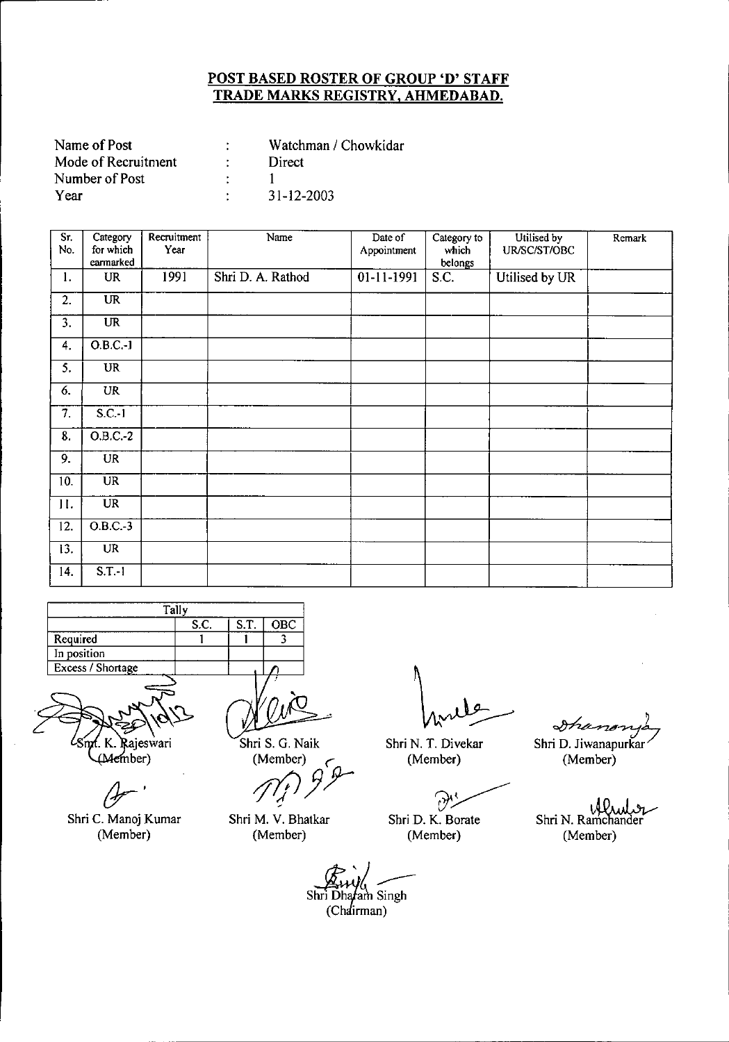## POST BASED ROSTER OF GROUP 'D' STAFF TRADE MARKS REGISTRY, AHMEDABAD.

Name of Post : Watchman / Chowkidar
Mode of Recruitment : Direct
Number of Post : 1
Year : 31-12-2003

| Sr. No. | Category for which earmarked | Recruitment Year | Name | Date of Appointment | Category to which belongs | Utilised by UR/SC/ST/OBC | Remark |
|---|---|---|---|---|---|---|---|
| 1. | UR | 1991 | Shri D. A. Rathod | 01-11-1991 | S.C. | Utilised by UR | |
| 2. | UR | | | | | | |
| 3. | UR | | | | | | |
| 4. | O.B.C.-1 | | | | | | |
| 5. | UR | | | | | | |
| 6. | UR | | | | | | |
| 7. | S.C.-1 | | | | | | |
| 8. | O.B.C.-2 | | | | | | |
| 9. | UR | | | | | | |
| 10. | UR | | | | | | |
| 11. | UR | | | | | | |
| 12. | O.B.C.-3 | | | | | | |
| 13. | UR | | | | | | |
| 14. | S.T.-1 | | | | | | |

| Tally | S.C. | S.T. | OBC |
|---|---|---|---|
| Required | 1 | 1 | 3 |
| In position | | | |
| Excess / Shortage | | | |

Smt. K. Rajeswari (Member)

Shri S. G. Naik (Member)

Shri N. T. Divekar (Member)

Shri D. Jiwanapurkar (Member)

Shri C. Manoj Kumar (Member)

Shri M. V. Bhatkar (Member)

Shri D. K. Borate (Member)

Shri N. Ramchander (Member)

Shri Dharam Singh (Chairman)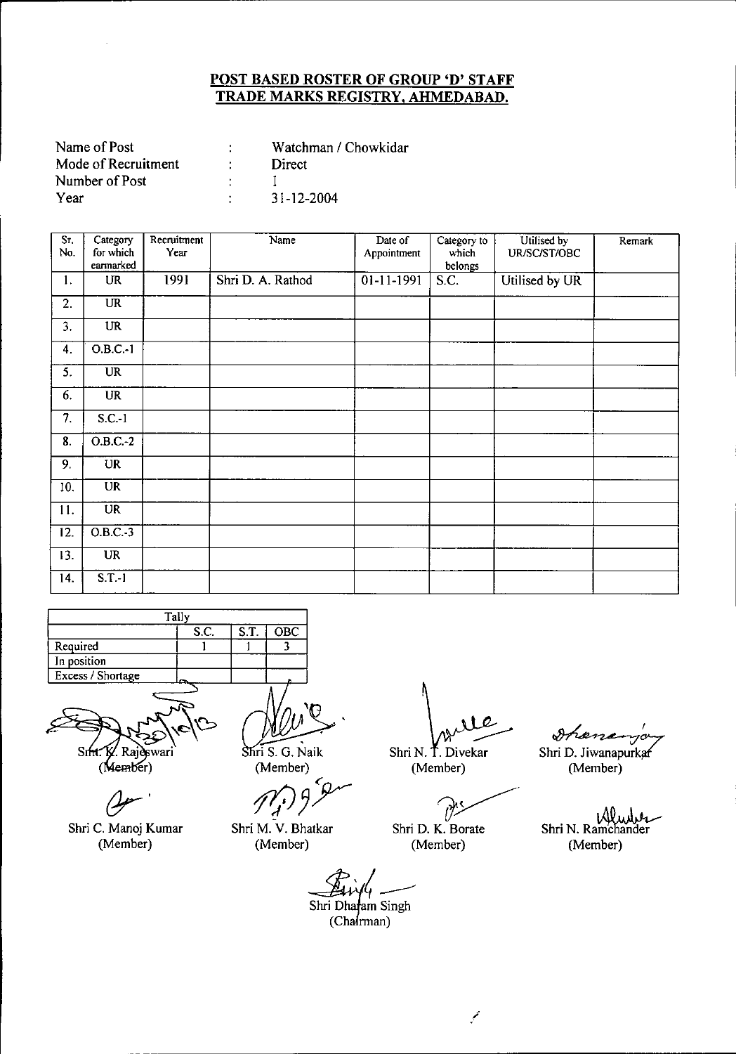## POST BASED ROSTER OF GROUP 'D' STAFF
## TRADE MARKS REGISTRY, AHMEDABAD.

Name of Post : Watchman / Chowkidar
Mode of Recruitment : Direct
Number of Post : 1
Year : 31-12-2004

| Sr. No. | Category for which earmarked | Recruitment Year | Name | Date of Appointment | Category to which belongs | Utilised by UR/SC/ST/OBC | Remark |
|---|---|---|---|---|---|---|---|
| 1. | UR | 1991 | Shri D. A. Rathod | 01-11-1991 | S.C. | Utilised by UR | |
| 2. | UR | | | | | | |
| 3. | UR | | | | | | |
| 4. | O.B.C.-1 | | | | | | |
| 5. | UR | | | | | | |
| 6. | UR | | | | | | |
| 7. | S.C.-1 | | | | | | |
| 8. | O.B.C.-2 | | | | | | |
| 9. | UR | | | | | | |
| 10. | UR | | | | | | |
| 11. | UR | | | | | | |
| 12. | O.B.C.-3 | | | | | | |
| 13. | UR | | | | | | |
| 14. | S.T.-1 | | | | | | |

| Tally | S.C. | S.T. | OBC |
|---|---|---|---|
| Required | 1 | 1 | 3 |
| In position | | | |
| Excess / Shortage | | | |

Smt. K. Rajeswari (Member)

Shri S. G. Naik (Member)

Shri N. T. Divekar (Member)

Shri D. Jiwanapurkar (Member)

Shri C. Manoj Kumar (Member)

Shri M. V. Bhatkar (Member)

Shri D. K. Borate (Member)

Shri N. Ramchander (Member)

Shri Dharam Singh (Chairman)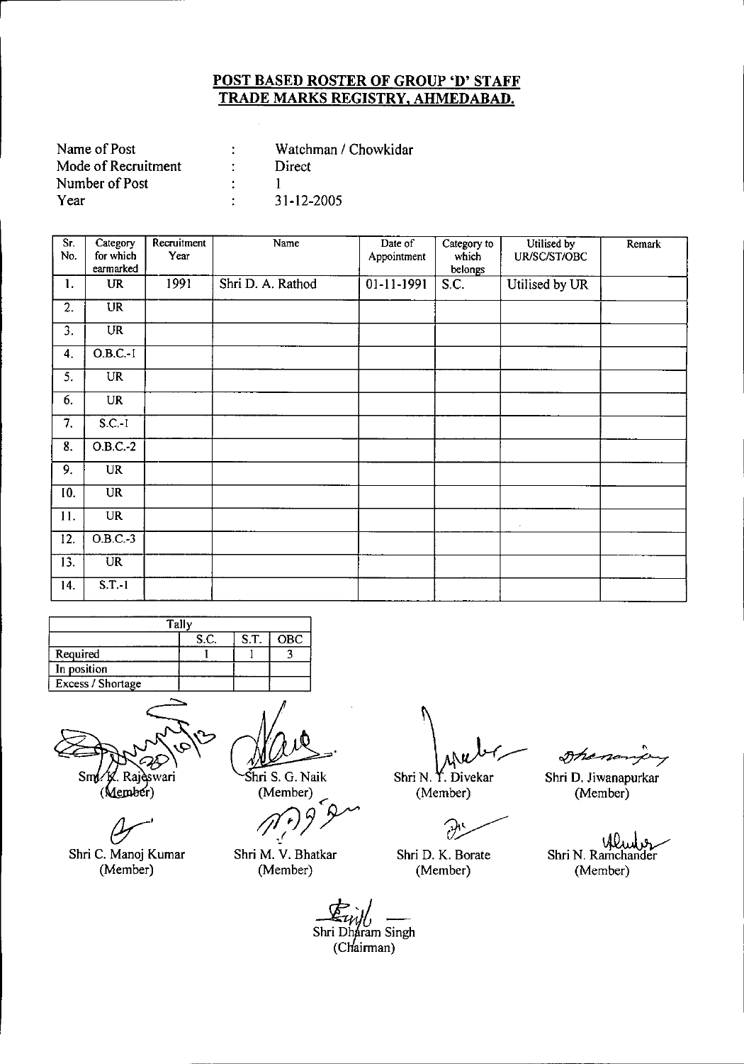# POST BASED ROSTER OF GROUP 'D' STAFF
# TRADE MARKS REGISTRY, AHMEDABAD.

Name of Post : Watchman / Chowkidar
Mode of Recruitment : Direct
Number of Post : 1
Year : 31-12-2005

| Sr. No. | Category for which earmarked | Recruitment Year | Name | Date of Appointment | Category to which belongs | Utilised by UR/SC/ST/OBC | Remark |
|---|---|---|---|---|---|---|---|
| 1. | UR | 1991 | Shri D. A. Rathod | 01-11-1991 | S.C. | Utilised by UR | |
| 2. | UR | | | | | | |
| 3. | UR | | | | | | |
| 4. | O.B.C.-1 | | | | | | |
| 5. | UR | | | | | | |
| 6. | UR | | | | | | |
| 7. | S.C.-1 | | | | | | |
| 8. | O.B.C.-2 | | | | | | |
| 9. | UR | | | | | | |
| 10. | UR | | | | | | |
| 11. | UR | | | | | | |
| 12. | O.B.C.-3 | | | | | | |
| 13. | UR | | | | | | |
| 14. | S.T.-1 | | | | | | |

| Tally | | | |
|---|---|---|---|
| | S.C. | S.T. | OBC |
| Required | 1 | 1 | 3 |
| In position | | | |
| Excess / Shortage | | | |

Smt. K. Rajeswari (Member) | Shri S. G. Naik (Member) | Shri N. Y. Divekar (Member) | Shri D. Jiwanapurkar (Member)

Shri C. Manoj Kumar (Member) | Shri M. V. Bhatkar (Member) | Shri D. K. Borate (Member) | Shri N. Ramchander (Member)

Shri Dharam Singh (Chairman)